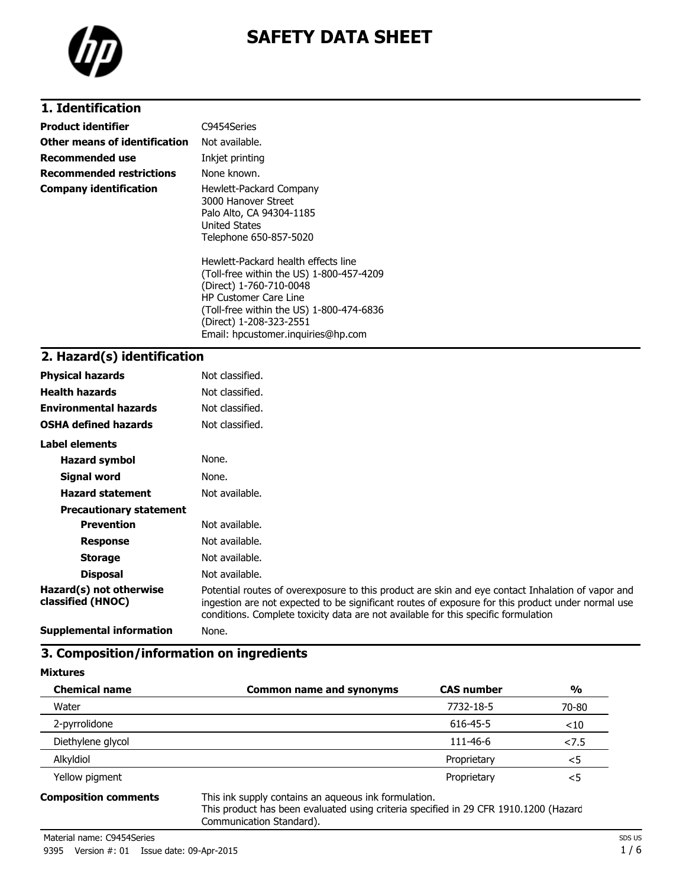# SAFETY DATA SHEET

## 1. Identification

| | |
|---|---|
| **Product identifier** | C9454Series |
| **Other means of identification** | Not available. |
| **Recommended use** | Inkjet printing |
| **Recommended restrictions** | None known. |
| **Company identification** | Hewlett-Packard Company<br>3000 Hanover Street<br>Palo Alto, CA 94304-1185<br>United States<br>Telephone 650-857-5020<br><br>Hewlett-Packard health effects line<br>(Toll-free within the US) 1-800-457-4209<br>(Direct) 1-760-710-0048<br>HP Customer Care Line<br>(Toll-free within the US) 1-800-474-6836<br>(Direct) 1-208-323-2551<br>Email: hpcustomer.inquiries@hp.com |

## 2. Hazard(s) identification

| | |
|---|---|
| **Physical hazards** | Not classified. |
| **Health hazards** | Not classified. |
| **Environmental hazards** | Not classified. |
| **OSHA defined hazards** | Not classified. |

**Label elements**

| | |
|---|---|
| **Hazard symbol** | None. |
| **Signal word** | None. |
| **Hazard statement** | Not available. |

**Precautionary statement**

| | |
|---|---|
| **Prevention** | Not available. |
| **Response** | Not available. |
| **Storage** | Not available. |
| **Disposal** | Not available. |

| | |
|---|---|
| **Hazard(s) not otherwise classified (HNOC)** | Potential routes of overexposure to this product are skin and eye contact Inhalation of vapor and ingestion are not expected to be significant routes of exposure for this product under normal use conditions. Complete toxicity data are not available for this specific formulation |
| **Supplemental information** | None. |

## 3. Composition/information on ingredients

**Mixtures**

| Chemical name | Common name and synonyms | CAS number | % |
|---|---|---|---|
| Water | | 7732-18-5 | 70-80 |
| 2-pyrrolidone | | 616-45-5 | <10 |
| Diethylene glycol | | 111-46-6 | <7.5 |
| Alkyldiol | | Proprietary | <5 |
| Yellow pigment | | Proprietary | <5 |

**Composition comments**

This ink supply contains an aqueous ink formulation.
This product has been evaluated using criteria specified in 29 CFR 1910.1200 (Hazard Communication Standard).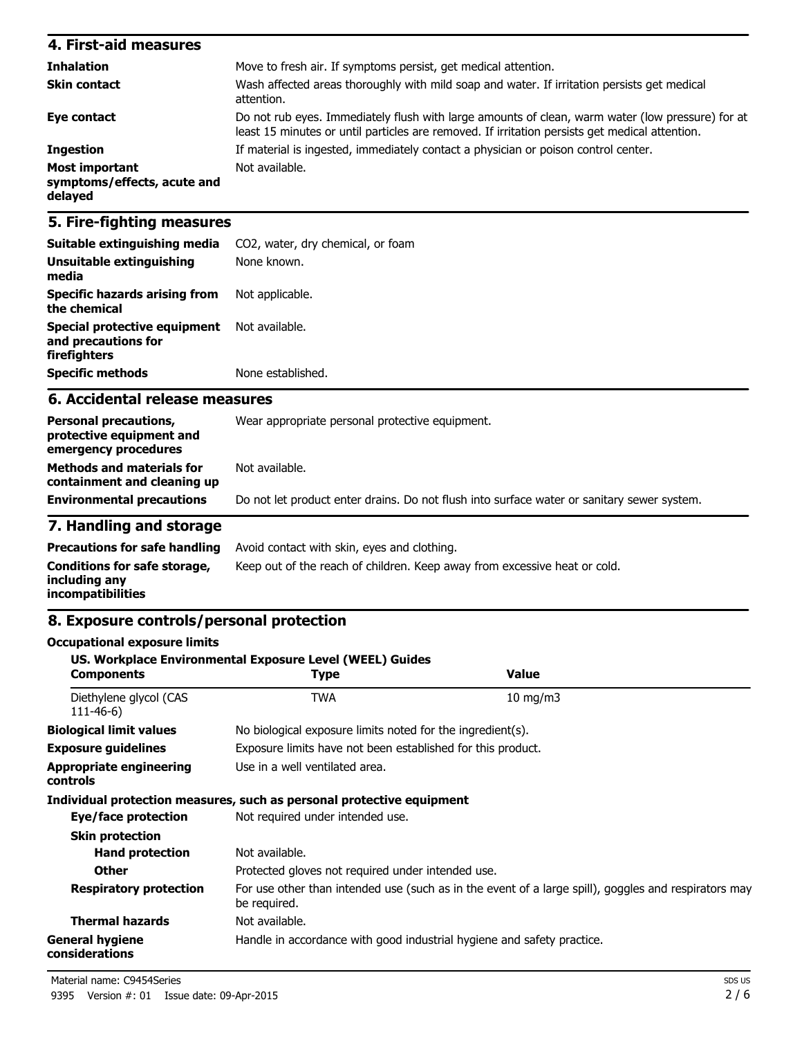## 4. First-aid measures

| | |
|---|---|
| **Inhalation** | Move to fresh air. If symptoms persist, get medical attention. |
| **Skin contact** | Wash affected areas thoroughly with mild soap and water. If irritation persists get medical attention. |
| **Eye contact** | Do not rub eyes. Immediately flush with large amounts of clean, warm water (low pressure) for at least 15 minutes or until particles are removed. If irritation persists get medical attention. |
| **Ingestion** | If material is ingested, immediately contact a physician or poison control center. |
| **Most important symptoms/effects, acute and delayed** | Not available. |

## 5. Fire-fighting measures

| | |
|---|---|
| **Suitable extinguishing media** | $CO_2$, water, dry chemical, or foam |
| **Unsuitable extinguishing media** | None known. |
| **Specific hazards arising from the chemical** | Not applicable. |
| **Special protective equipment and precautions for firefighters** | Not available. |
| **Specific methods** | None established. |

## 6. Accidental release measures

| | |
|---|---|
| **Personal precautions, protective equipment and emergency procedures** | Wear appropriate personal protective equipment. |
| **Methods and materials for containment and cleaning up** | Not available. |
| **Environmental precautions** | Do not let product enter drains. Do not flush into surface water or sanitary sewer system. |

## 7. Handling and storage

| | |
|---|---|
| **Precautions for safe handling** | Avoid contact with skin, eyes and clothing. |
| **Conditions for safe storage, including any incompatibilities** | Keep out of the reach of children. Keep away from excessive heat or cold. |

## 8. Exposure controls/personal protection

**Occupational exposure limits**

**US. Workplace Environmental Exposure Level (WEEL) Guides**

| Components | Type | Value |
|---|---|---|
| Diethylene glycol (CAS 111-46-6) | TWA | 10 mg/m3 |

| | |
|---|---|
| **Biological limit values** | No biological exposure limits noted for the ingredient(s). |
| **Exposure guidelines** | Exposure limits have not been established for this product. |
| **Appropriate engineering controls** | Use in a well ventilated area. |

**Individual protection measures, such as personal protective equipment**

| | |
|---|---|
| **Eye/face protection** | Not required under intended use. |
| **Skin protection** | |
| **Hand protection** | Not available. |
| **Other** | Protected gloves not required under intended use. |
| **Respiratory protection** | For use other than intended use (such as in the event of a large spill), goggles and respirators may be required. |
| **Thermal hazards** | Not available. |
| **General hygiene considerations** | Handle in accordance with good industrial hygiene and safety practice. |

Material name: C9454Series

9395 Version #: 01 Issue date: 09-Apr-2015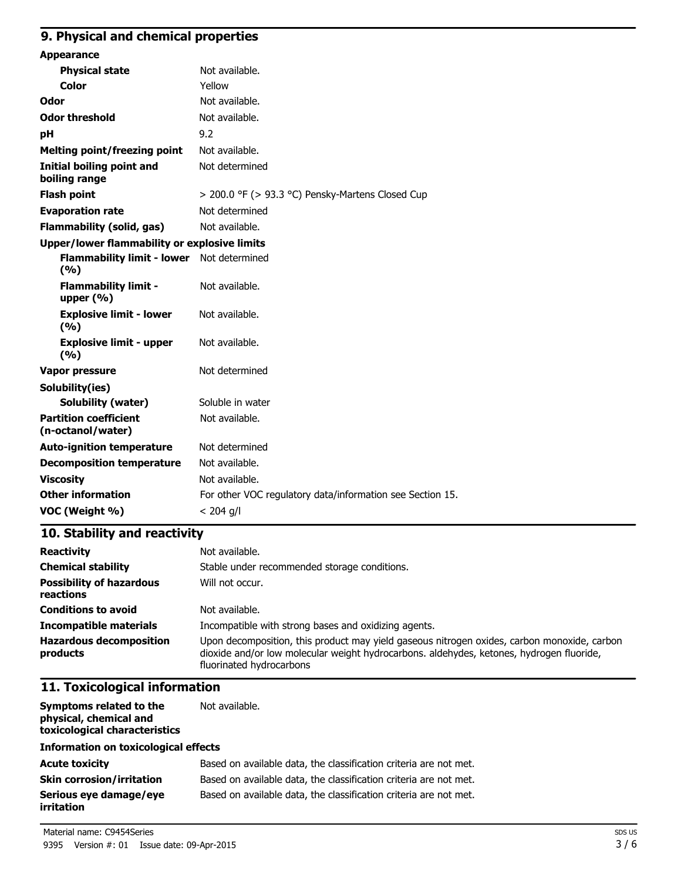## 9. Physical and chemical properties

| | |
|---|---|
| **Appearance** | |
| **Physical state** | Not available. |
| **Color** | Yellow |
| **Odor** | Not available. |
| **Odor threshold** | Not available. |
| **pH** | 9.2 |
| **Melting point/freezing point** | Not available. |
| **Initial boiling point and boiling range** | Not determined |
| **Flash point** | > 200.0 °F (> 93.3 °C) Pensky-Martens Closed Cup |
| **Evaporation rate** | Not determined |
| **Flammability (solid, gas)** | Not available. |
| **Upper/lower flammability or explosive limits** | |
| **Flammability limit - lower (%)** | Not determined |
| **Flammability limit - upper (%)** | Not available. |
| **Explosive limit - lower (%)** | Not available. |
| **Explosive limit - upper (%)** | Not available. |
| **Vapor pressure** | Not determined |
| **Solubility(ies)** | |
| **Solubility (water)** | Soluble in water |
| **Partition coefficient (n-octanol/water)** | Not available. |
| **Auto-ignition temperature** | Not determined |
| **Decomposition temperature** | Not available. |
| **Viscosity** | Not available. |
| **Other information** | For other VOC regulatory data/information see Section 15. |
| **VOC (Weight %)** | < 204 g/l |

## 10. Stability and reactivity

| | |
|---|---|
| **Reactivity** | Not available. |
| **Chemical stability** | Stable under recommended storage conditions. |
| **Possibility of hazardous reactions** | Will not occur. |
| **Conditions to avoid** | Not available. |
| **Incompatible materials** | Incompatible with strong bases and oxidizing agents. |
| **Hazardous decomposition products** | Upon decomposition, this product may yield gaseous nitrogen oxides, carbon monoxide, carbon dioxide and/or low molecular weight hydrocarbons. aldehydes, ketones, hydrogen fluoride, fluorinated hydrocarbons |

## 11. Toxicological information

| | |
|---|---|
| **Symptoms related to the physical, chemical and toxicological characteristics** | Not available. |

**Information on toxicological effects**

| | |
|---|---|
| **Acute toxicity** | Based on available data, the classification criteria are not met. |
| **Skin corrosion/irritation** | Based on available data, the classification criteria are not met. |
| **Serious eye damage/eye irritation** | Based on available data, the classification criteria are not met. |

Material name: C9454Series
9395 Version #: 01 Issue date: 09-Apr-2015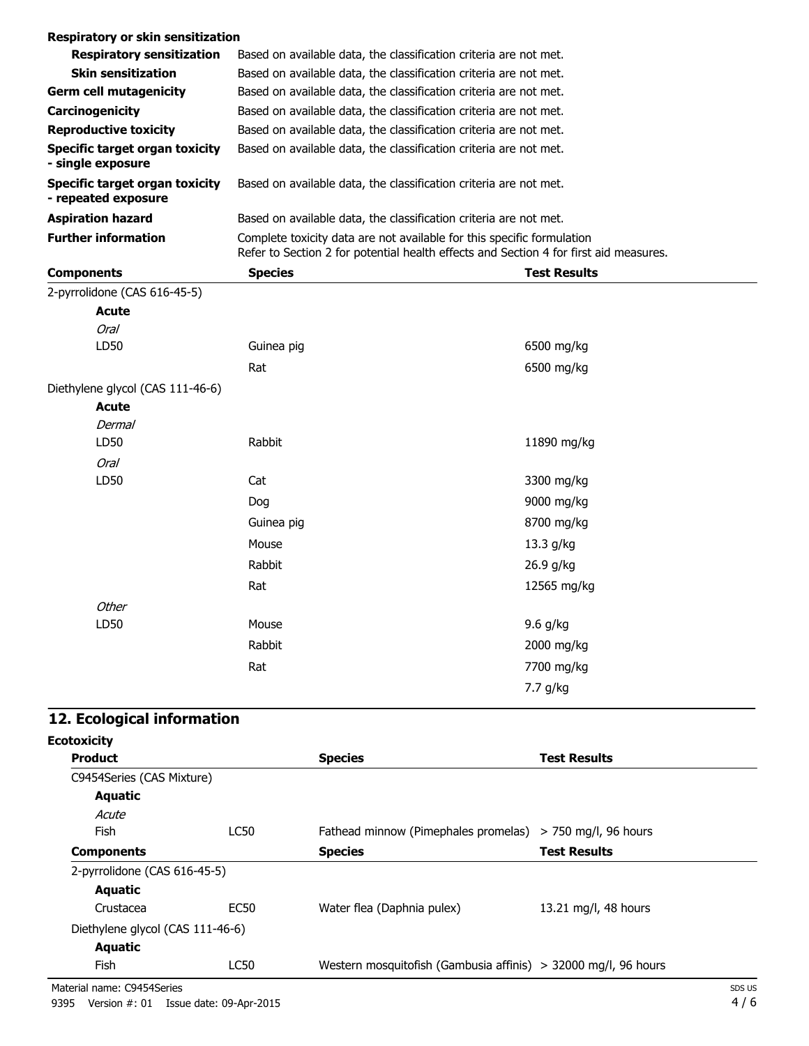**Respiratory or skin sensitization**

| | |
|---|---|
| **Respiratory sensitization** | Based on available data, the classification criteria are not met. |
| **Skin sensitization** | Based on available data, the classification criteria are not met. |
| **Germ cell mutagenicity** | Based on available data, the classification criteria are not met. |
| **Carcinogenicity** | Based on available data, the classification criteria are not met. |
| **Reproductive toxicity** | Based on available data, the classification criteria are not met. |
| **Specific target organ toxicity - single exposure** | Based on available data, the classification criteria are not met. |
| **Specific target organ toxicity - repeated exposure** | Based on available data, the classification criteria are not met. |
| **Aspiration hazard** | Based on available data, the classification criteria are not met. |
| **Further information** | Complete toxicity data are not available for this specific formulation<br>Refer to Section 2 for potential health effects and Section 4 for first aid measures. |

| Components | Species | Test Results |
|---|---|---|
| 2-pyrrolidone (CAS 616-45-5) | | |
| **Acute** | | |
| *Oral* | | |
| LD50 | Guinea pig | 6500 mg/kg |
| | Rat | 6500 mg/kg |
| Diethylene glycol (CAS 111-46-6) | | |
| **Acute** | | |
| *Dermal* | | |
| LD50 | Rabbit | 11890 mg/kg |
| *Oral* | | |
| LD50 | Cat | 3300 mg/kg |
| | Dog | 9000 mg/kg |
| | Guinea pig | 8700 mg/kg |
| | Mouse | 13.3 g/kg |
| | Rabbit | 26.9 g/kg |
| | Rat | 12565 mg/kg |
| *Other* | | |
| LD50 | Mouse | 9.6 g/kg |
| | Rabbit | 2000 mg/kg |
| | Rat | 7700 mg/kg |
| | | 7.7 g/kg |

## 12. Ecological information

**Ecotoxicity**

| Product | | Species | Test Results |
|---|---|---|---|
| C9454Series (CAS Mixture) | | | |
| **Aquatic** | | | |
| *Acute* | | | |
| Fish | LC50 | Fathead minnow (Pimephales promelas) | > 750 mg/l, 96 hours |

| Components | | Species | Test Results |
|---|---|---|---|
| 2-pyrrolidone (CAS 616-45-5) | | | |
| **Aquatic** | | | |
| Crustacea | EC50 | Water flea (Daphnia pulex) | 13.21 mg/l, 48 hours |
| Diethylene glycol (CAS 111-46-6) | | | |
| **Aquatic** | | | |
| Fish | LC50 | Western mosquitofish (Gambusia affinis) | > 32000 mg/l, 96 hours |

Material name: C9454Series

9395 Version #: 01 Issue date: 09-Apr-2015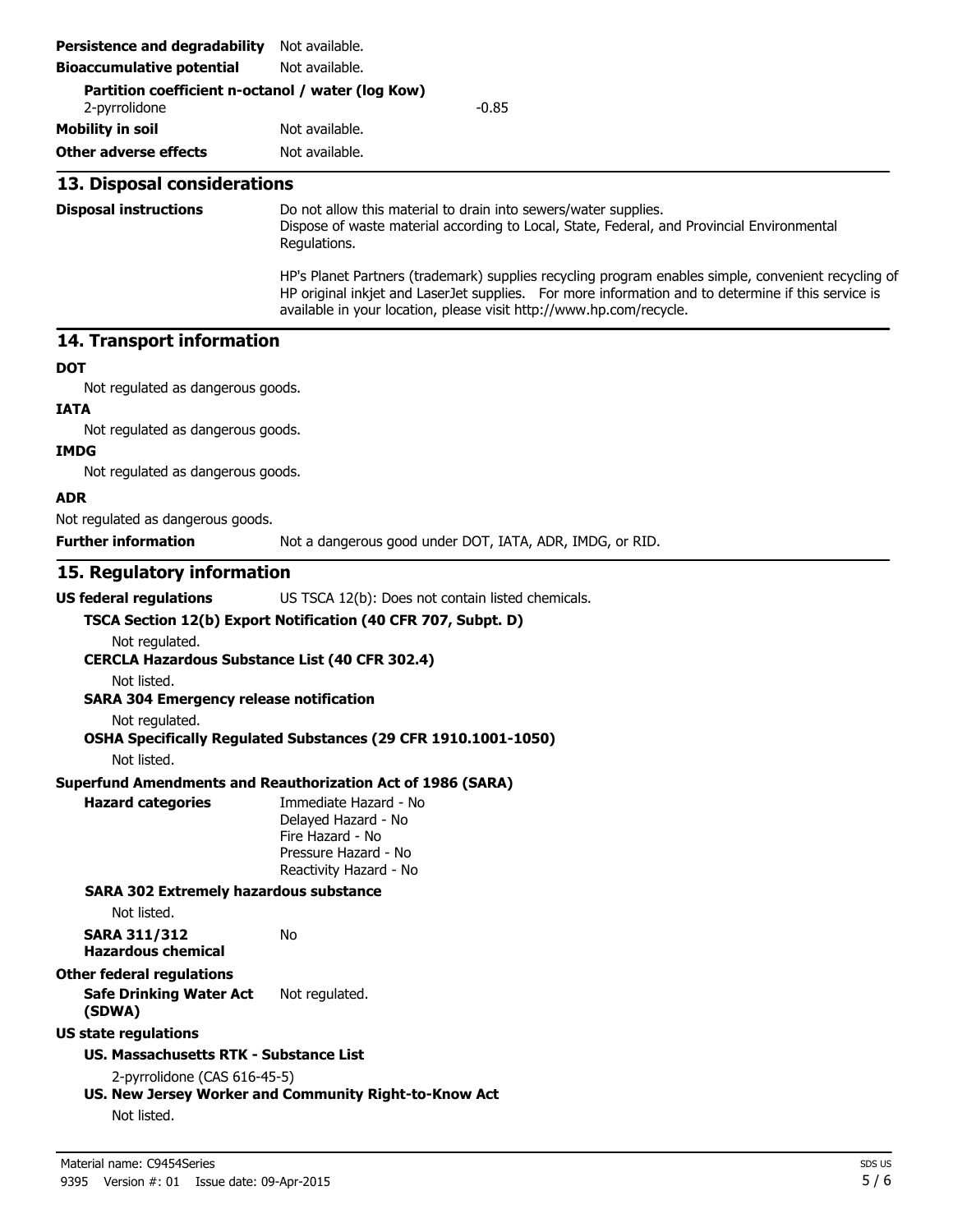**Persistence and degradability** Not available.

**Bioaccumulative potential** Not available.

**Partition coefficient n-octanol / water (log Kow)**

2-pyrrolidone -0.85

**Mobility in soil** Not available.

**Other adverse effects** Not available.

## 13. Disposal considerations

**Disposal instructions**

Do not allow this material to drain into sewers/water supplies.
Dispose of waste material according to Local, State, Federal, and Provincial Environmental Regulations.

HP's Planet Partners (trademark) supplies recycling program enables simple, convenient recycling of HP original inkjet and LaserJet supplies. For more information and to determine if this service is available in your location, please visit http://www.hp.com/recycle.

## 14. Transport information

**DOT**

Not regulated as dangerous goods.

**IATA**

Not regulated as dangerous goods.

**IMDG**

Not regulated as dangerous goods.

**ADR**

Not regulated as dangerous goods.

**Further information** Not a dangerous good under DOT, IATA, ADR, IMDG, or RID.

## 15. Regulatory information

**US federal regulations** US TSCA 12(b): Does not contain listed chemicals.

**TSCA Section 12(b) Export Notification (40 CFR 707, Subpt. D)**

Not regulated.

**CERCLA Hazardous Substance List (40 CFR 302.4)**

Not listed.

**SARA 304 Emergency release notification**

Not regulated.

**OSHA Specifically Regulated Substances (29 CFR 1910.1001-1050)**

Not listed.

**Superfund Amendments and Reauthorization Act of 1986 (SARA)**

**Hazard categories**

Immediate Hazard - No
Delayed Hazard - No
Fire Hazard - No
Pressure Hazard - No
Reactivity Hazard - No

**SARA 302 Extremely hazardous substance**

Not listed.

**SARA 311/312 Hazardous chemical** No

**Other federal regulations**

**Safe Drinking Water Act (SDWA)** Not regulated.

**US state regulations**

**US. Massachusetts RTK - Substance List**

2-pyrrolidone (CAS 616-45-5)

**US. New Jersey Worker and Community Right-to-Know Act**

Not listed.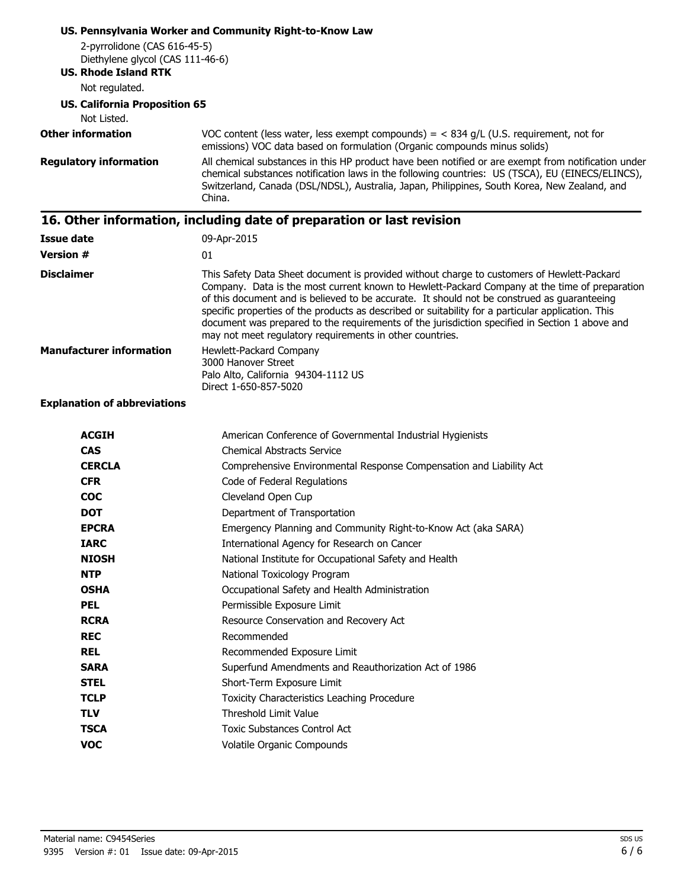**US. Pennsylvania Worker and Community Right-to-Know Law**

2-pyrrolidone (CAS 616-45-5)
Diethylene glycol (CAS 111-46-6)

**US. Rhode Island RTK**

Not regulated.

**US. California Proposition 65**

Not Listed.

| | |
|---|---|
| **Other information** | VOC content (less water, less exempt compounds) = < 834 g/L (U.S. requirement, not for emissions) VOC data based on formulation (Organic compounds minus solids) |
| **Regulatory information** | All chemical substances in this HP product have been notified or are exempt from notification under chemical substances notification laws in the following countries: US (TSCA), EU (EINECS/ELINCS), Switzerland, Canada (DSL/NDSL), Australia, Japan, Philippines, South Korea, New Zealand, and China. |

## 16. Other information, including date of preparation or last revision

| | |
|---|---|
| **Issue date** | 09-Apr-2015 |
| **Version #** | 01 |
| **Disclaimer** | This Safety Data Sheet document is provided without charge to customers of Hewlett-Packard Company. Data is the most current known to Hewlett-Packard Company at the time of preparation of this document and is believed to be accurate. It should not be construed as guaranteeing specific properties of the products as described or suitability for a particular application. This document was prepared to the requirements of the jurisdiction specified in Section 1 above and may not meet regulatory requirements in other countries. |
| **Manufacturer information** | Hewlett-Packard Company<br>3000 Hanover Street<br>Palo Alto, California 94304-1112 US<br>Direct 1-650-857-5020 |

**Explanation of abbreviations**

| | |
|---|---|
| **ACGIH** | American Conference of Governmental Industrial Hygienists |
| **CAS** | Chemical Abstracts Service |
| **CERCLA** | Comprehensive Environmental Response Compensation and Liability Act |
| **CFR** | Code of Federal Regulations |
| **COC** | Cleveland Open Cup |
| **DOT** | Department of Transportation |
| **EPCRA** | Emergency Planning and Community Right-to-Know Act (aka SARA) |
| **IARC** | International Agency for Research on Cancer |
| **NIOSH** | National Institute for Occupational Safety and Health |
| **NTP** | National Toxicology Program |
| **OSHA** | Occupational Safety and Health Administration |
| **PEL** | Permissible Exposure Limit |
| **RCRA** | Resource Conservation and Recovery Act |
| **REC** | Recommended |
| **REL** | Recommended Exposure Limit |
| **SARA** | Superfund Amendments and Reauthorization Act of 1986 |
| **STEL** | Short-Term Exposure Limit |
| **TCLP** | Toxicity Characteristics Leaching Procedure |
| **TLV** | Threshold Limit Value |
| **TSCA** | Toxic Substances Control Act |
| **VOC** | Volatile Organic Compounds |